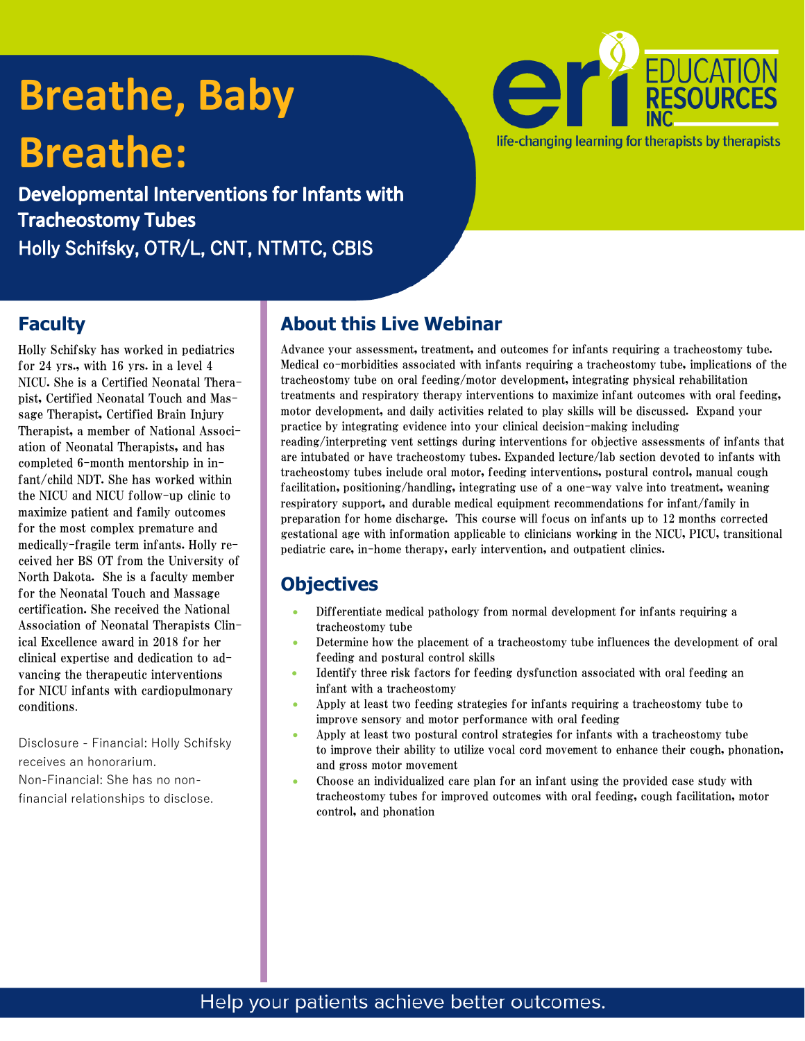# Breathe, Baby Breathe:

## Developmental Interventions for Infants with Tracheostomy Tubes

Holly Schifsky, OTR/L, CNT, NTMTC, CBIS

EDUCATION RESOURCES INC

life-changing learning for therapists by therapists

## Faculty

Holly Schifsky has worked in pediatrics for 24 yrs., with 16 yrs. in a level 4 NICU. She is a Certified Neonatal Therapist, Certified Neonatal Touch and Massage Therapist, Certified Brain Injury Therapist, a member of National Association of Neonatal Therapists, and has completed 6-month mentorship in infant/child NDT. She has worked within the NICU and NICU follow-up clinic to maximize patient and family outcomes for the most complex premature and medically-fragile term infants. Holly received her BS OT from the University of North Dakota. She is a faculty member for the Neonatal Touch and Massage certification. She received the National Association of Neonatal Therapists Clinical Excellence award in 2018 for her clinical expertise and dedication to advancing the therapeutic interventions for NICU infants with cardiopulmonary conditions.

Disclosure - Financial: Holly Schifsky receives an honorarium.
Non-Financial: She has no non-financial relationships to disclose.

## About this Live Webinar

Advance your assessment, treatment, and outcomes for infants requiring a tracheostomy tube. Medical co-morbidities associated with infants requiring a tracheostomy tube, implications of the tracheostomy tube on oral feeding/motor development, integrating physical rehabilitation treatments and respiratory therapy interventions to maximize infant outcomes with oral feeding, motor development, and daily activities related to play skills will be discussed. Expand your practice by integrating evidence into your clinical decision-making including reading/interpreting vent settings during interventions for objective assessments of infants that are intubated or have tracheostomy tubes. Expanded lecture/lab section devoted to infants with tracheostomy tubes include oral motor, feeding interventions, postural control, manual cough facilitation, positioning/handling, integrating use of a one-way valve into treatment, weaning respiratory support, and durable medical equipment recommendations for infant/family in preparation for home discharge. This course will focus on infants up to 12 months corrected gestational age with information applicable to clinicians working in the NICU, PICU, transitional pediatric care, in-home therapy, early intervention, and outpatient clinics.

## Objectives

- Differentiate medical pathology from normal development for infants requiring a tracheostomy tube
- Determine how the placement of a tracheostomy tube influences the development of oral feeding and postural control skills
- Identify three risk factors for feeding dysfunction associated with oral feeding an infant with a tracheostomy
- Apply at least two feeding strategies for infants requiring a tracheostomy tube to improve sensory and motor performance with oral feeding
- Apply at least two postural control strategies for infants with a tracheostomy tube to improve their ability to utilize vocal cord movement to enhance their cough, phonation, and gross motor movement
- Choose an individualized care plan for an infant using the provided case study with tracheostomy tubes for improved outcomes with oral feeding, cough facilitation, motor control, and phonation

Help your patients achieve better outcomes.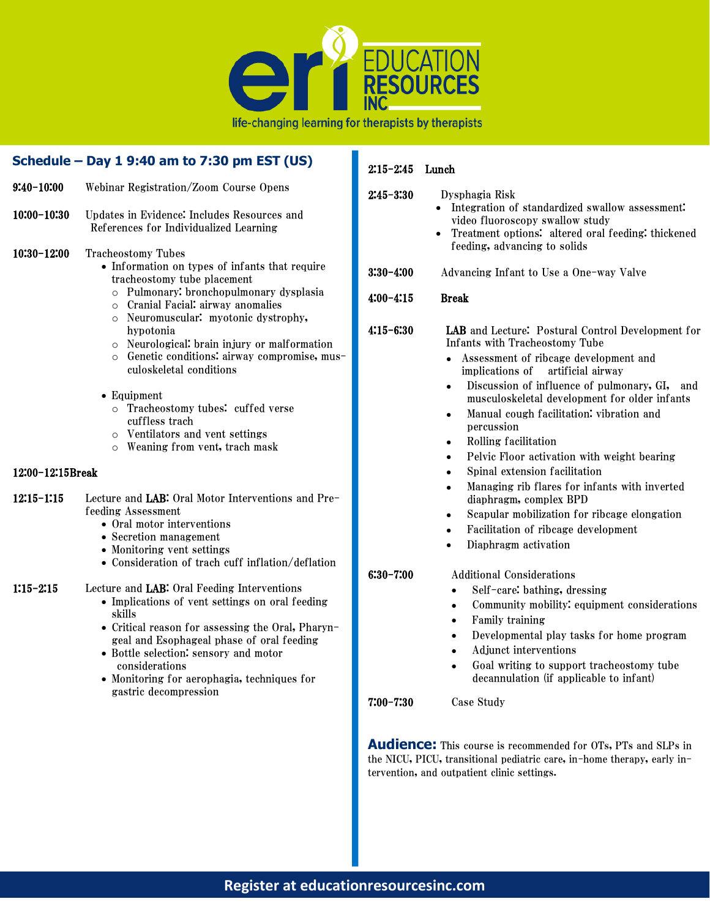# EDUCATION RESOURCES INC

life-changing learning for therapists by therapists

## Schedule – Day 1 9:40 am to 7:30 pm EST (US)

**9:40-10:00** Webinar Registration/Zoom Course Opens

**10:00-10:30** Updates in Evidence: Includes Resources and References for Individualized Learning

**10:30-12:00** Tracheostomy Tubes

- Information on types of infants that require tracheostomy tube placement
  - Pulmonary: bronchopulmonary dysplasia
  - Cranial Facial: airway anomalies
  - Neuromuscular: myotonic dystrophy, hypotonia
  - Neurological: brain injury or malformation
  - Genetic conditions: airway compromise, musculoskeletal conditions
- Equipment
  - Tracheostomy tubes: cuffed verse cuffless trach
  - Ventilators and vent settings
  - Weaning from vent, trach mask

**12:00-12:15** **Break**

**12:15-1:15** Lecture and **LAB**: Oral Motor Interventions and Pre-feeding Assessment

- Oral motor interventions
- Secretion management
- Monitoring vent settings
- Consideration of trach cuff inflation/deflation

**1:15-2:15** Lecture and **LAB**: Oral Feeding Interventions

- Implications of vent settings on oral feeding skills
- Critical reason for assessing the Oral, Pharyngeal and Esophageal phase of oral feeding
- Bottle selection: sensory and motor considerations
- Monitoring for aerophagia, techniques for gastric decompression

**2:15-2:45** **Lunch**

**2:45-3:30** Dysphagia Risk

- Integration of standardized swallow assessment: video fluoroscopy swallow study
- Treatment options: altered oral feeding: thickened feeding, advancing to solids

**3:30-4:00** Advancing Infant to Use a One-way Valve

**4:00-4:15** **Break**

**4:15-6:30** **LAB** and Lecture: Postural Control Development for Infants with Tracheostomy Tube

- Assessment of ribcage development and implications of artificial airway
- Discussion of influence of pulmonary, GI, and musculoskeletal development for older infants
- Manual cough facilitation: vibration and percussion
- Rolling facilitation
- Pelvic Floor activation with weight bearing
- Spinal extension facilitation
- Managing rib flares for infants with inverted diaphragm, complex BPD
- Scapular mobilization for ribcage elongation
- Facilitation of ribcage development
- Diaphragm activation

**6:30-7:00** Additional Considerations

- Self-care: bathing, dressing
- Community mobility: equipment considerations
- Family training
- Developmental play tasks for home program
- Adjunct interventions
- Goal writing to support tracheostomy tube decannulation (if applicable to infant)

**7:00-7:30** Case Study

**Audience:** This course is recommended for OTs, PTs and SLPs in the NICU, PICU, transitional pediatric care, in-home therapy, early intervention, and outpatient clinic settings.

**Register at educationresourcesinc.com**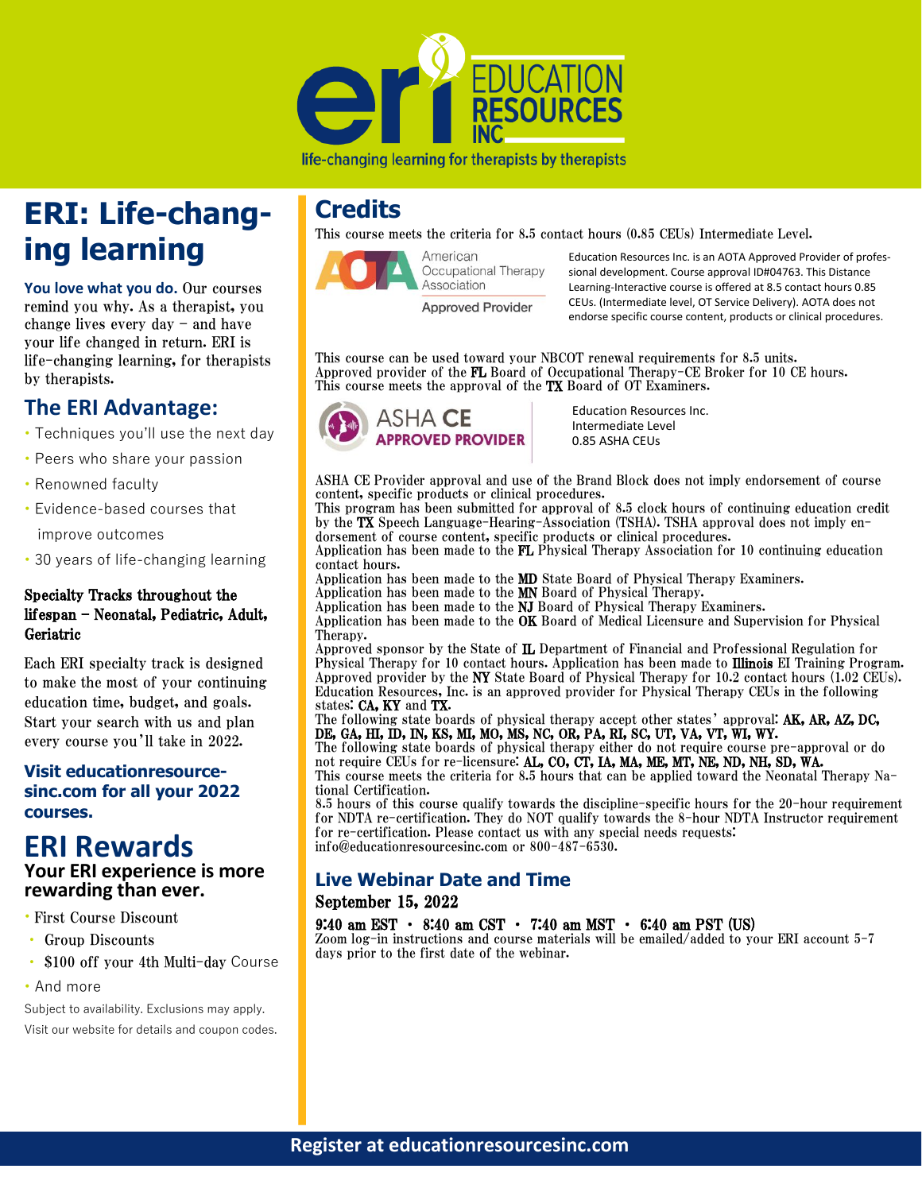EDUCATION RESOURCES INC

life-changing learning for therapists by therapists

# ERI: Life-changing learning

**You love what you do.** Our courses remind you why. As a therapist, you change lives every day – and have your life changed in return. ERI is life-changing learning, for therapists by therapists.

## The ERI Advantage:

- Techniques you'll use the next day
- Peers who share your passion
- Renowned faculty
- Evidence-based courses that improve outcomes
- 30 years of life-changing learning

**Specialty Tracks throughout the lifespan – Neonatal, Pediatric, Adult, Geriatric**

Each ERI specialty track is designed to make the most of your continuing education time, budget, and goals. Start your search with us and plan every course you'll take in 2022.

**Visit educationresourcesinc.com for all your 2022 courses.**

# ERI Rewards

**Your ERI experience is more rewarding than ever.**

- First Course Discount
- Group Discounts
- $100 off your 4th Multi-day Course
- And more

Subject to availability. Exclusions may apply.
Visit our website for details and coupon codes.

## Credits

This course meets the criteria for 8.5 contact hours (0.85 CEUs) Intermediate Level.

American Occupational Therapy Association Approved Provider

Education Resources Inc. is an AOTA Approved Provider of professional development. Course approval ID#04763. This Distance Learning-Interactive course is offered at 8.5 contact hours 0.85 CEUs. (Intermediate level, OT Service Delivery). AOTA does not endorse specific course content, products or clinical procedures.

This course can be used toward your NBCOT renewal requirements for 8.5 units.
Approved provider of the **FL** Board of Occupational Therapy-CE Broker for 10 CE hours.
This course meets the approval of the **TX** Board of OT Examiners.

ASHA CE APPROVED PROVIDER

Education Resources Inc.
Intermediate Level
0.85 ASHA CEUs

ASHA CE Provider approval and use of the Brand Block does not imply endorsement of course content, specific products or clinical procedures.
This program has been submitted for approval of 8.5 clock hours of continuing education credit by the **TX** Speech Language-Hearing-Association (TSHA). TSHA approval does not imply endorsement of course content, specific products or clinical procedures.
Application has been made to the **FL** Physical Therapy Association for 10 continuing education contact hours.
Application has been made to the **MD** State Board of Physical Therapy Examiners.
Application has been made to the **MN** Board of Physical Therapy.
Application has been made to the **NJ** Board of Physical Therapy Examiners.
Application has been made to the **OK** Board of Medical Licensure and Supervision for Physical Therapy.
Approved sponsor by the State of **IL** Department of Financial and Professional Regulation for Physical Therapy for 10 contact hours. Application has been made to **Illinois** EI Training Program.
Approved provider by the **NY** State Board of Physical Therapy for 10.2 contact hours (1.02 CEUs).
Education Resources, Inc. is an approved provider for Physical Therapy CEUs in the following states: **CA, KY** and **TX.**
The following state boards of physical therapy accept other states' approval: **AK, AR, AZ, DC, DE, GA, HI, ID, IN, KS, MI, MO, MS, NC, OR, PA, RI, SC, UT, VA, VT, WI, WY.**
The following state boards of physical therapy either do not require course pre-approval or do not require CEUs for re-licensure: **AL, CO, CT, IA, MA, ME, MT, NE, ND, NH, SD, WA.**
This course meets the criteria for 8.5 hours that can be applied toward the Neonatal Therapy National Certification.
8.5 hours of this course qualify towards the discipline-specific hours for the 20-hour requirement for NDTA re-certification. They do NOT qualify towards the 8-hour NDTA Instructor requirement for re-certification. Please contact us with any special needs requests: info@educationresourcesinc.com or 800-487-6530.

## Live Webinar Date and Time

**September 15, 2022**

**9:40 am EST • 8:40 am CST • 7:40 am MST • 6:40 am PST (US)**
Zoom log-in instructions and course materials will be emailed/added to your ERI account 5-7 days prior to the first date of the webinar.

**Register at educationresourcesinc.com**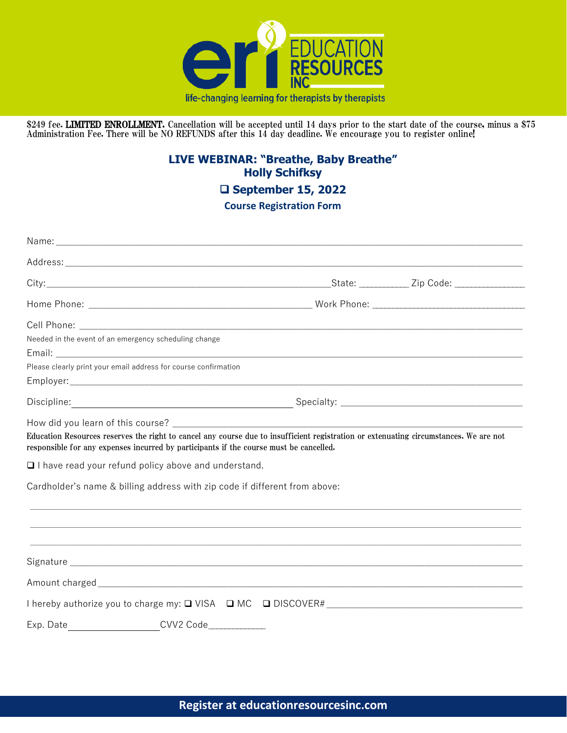ERI EDUCATION RESOURCES INC

life-changing learning for therapists by therapists

$249 fee. **LIMITED ENROLLMENT.** Cancellation will be accepted until 14 days prior to the start date of the course, minus a $75 Administration Fee. There will be NO REFUNDS after this 14 day deadline. We encourage you to register online!

## LIVE WEBINAR: "Breathe, Baby Breathe"
## Holly Schifksy
## ❑ September 15, 2022
### Course Registration Form

Name: ______________________________________________________________________

Address: ____________________________________________________________________

City: ___________________________________________ State: _________ Zip Code: _____________

Home Phone: ___________________________________ Work Phone: ____________________________

Cell Phone: __________________________________________________________________

Needed in the event of an emergency scheduling change

Email: ______________________________________________________________________

Please clearly print your email address for course confirmation

Employer: ___________________________________________________________________

Discipline: ___________________________________ Specialty: ______________________________

How did you learn of this course? ______________________________________________________

**Education Resources reserves the right to cancel any course due to insufficient registration or extenuating circumstances. We are not responsible for any expenses incurred by participants if the course must be cancelled.**

❑ I have read your refund policy above and understand.

Cardholder's name & billing address with zip code if different from above:

______________________________________________________________________

______________________________________________________________________

______________________________________________________________________

Signature ___________________________________________________________________

Amount charged ______________________________________________________________

I hereby authorize you to charge my: ❑ VISA ❑ MC ❑ DISCOVER# ______________________________

Exp. Date _______________ CVV2 Code __________

**Register at educationresourcesinc.com**